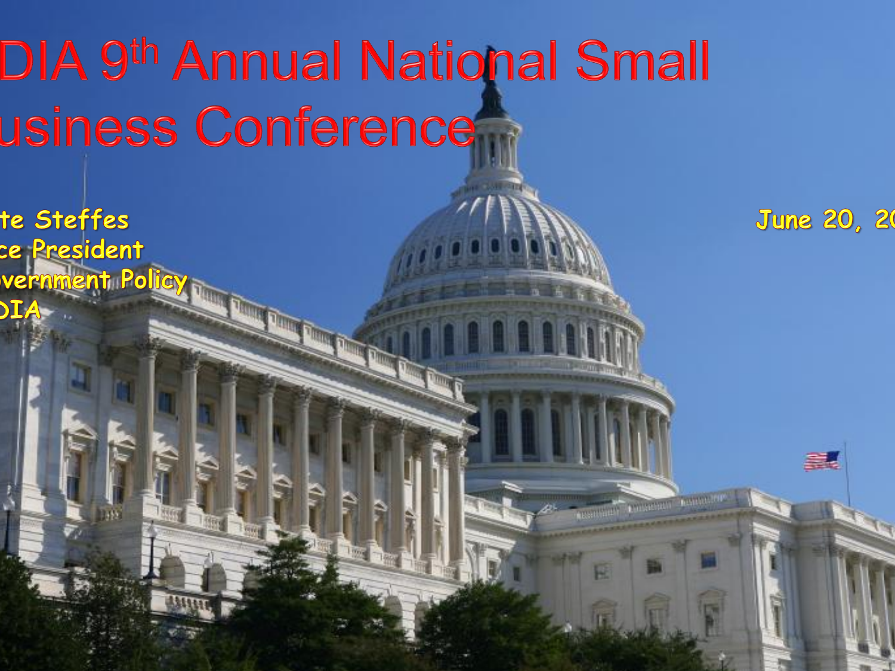# DIA 9th Annual National Small Business Conference

te Steffes
ce President
overnment Policy
DIA

June 20, 20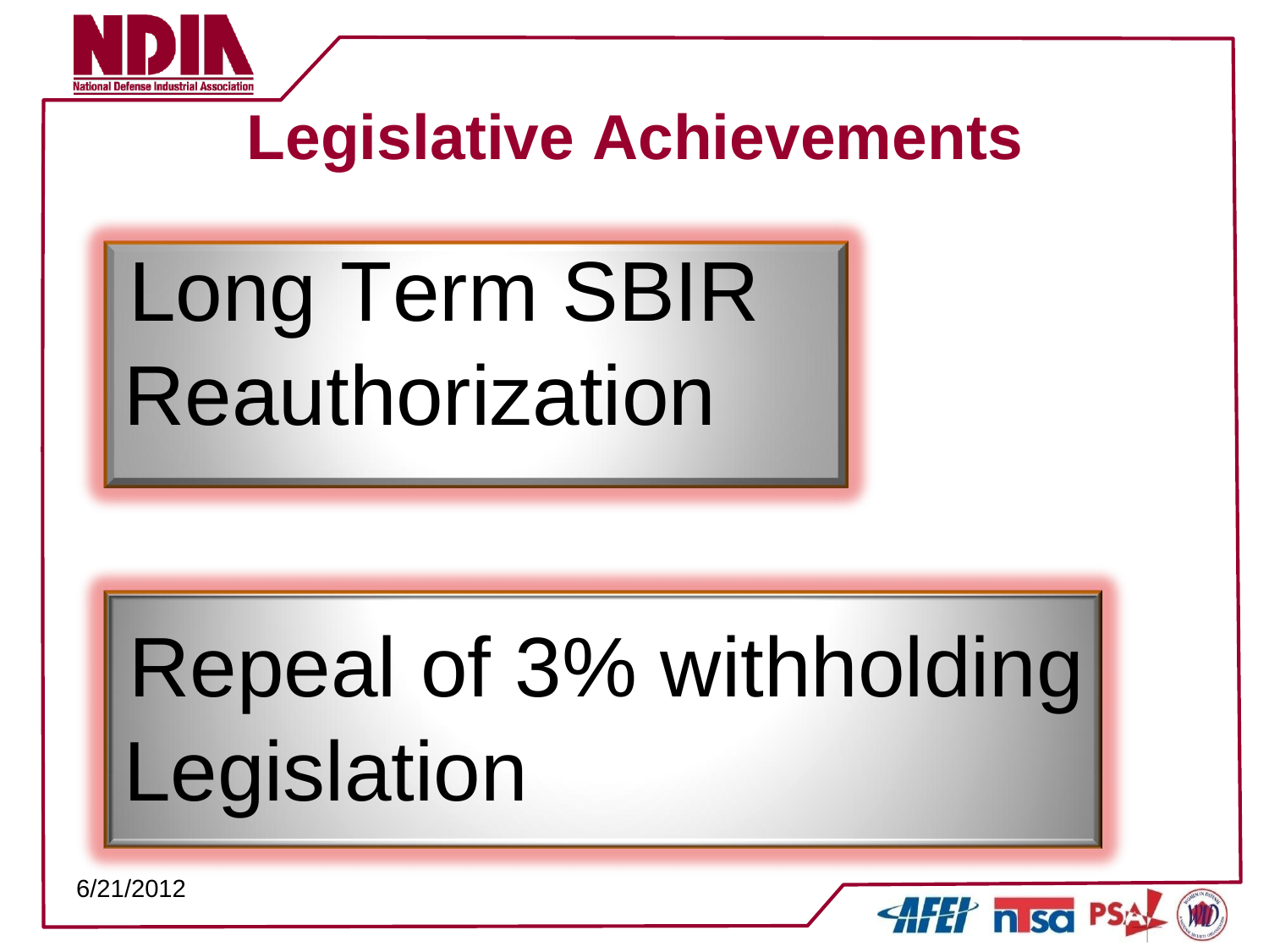# Legislative Achievements

Long Term SBIR Reauthorization

Repeal of 3% withholding Legislation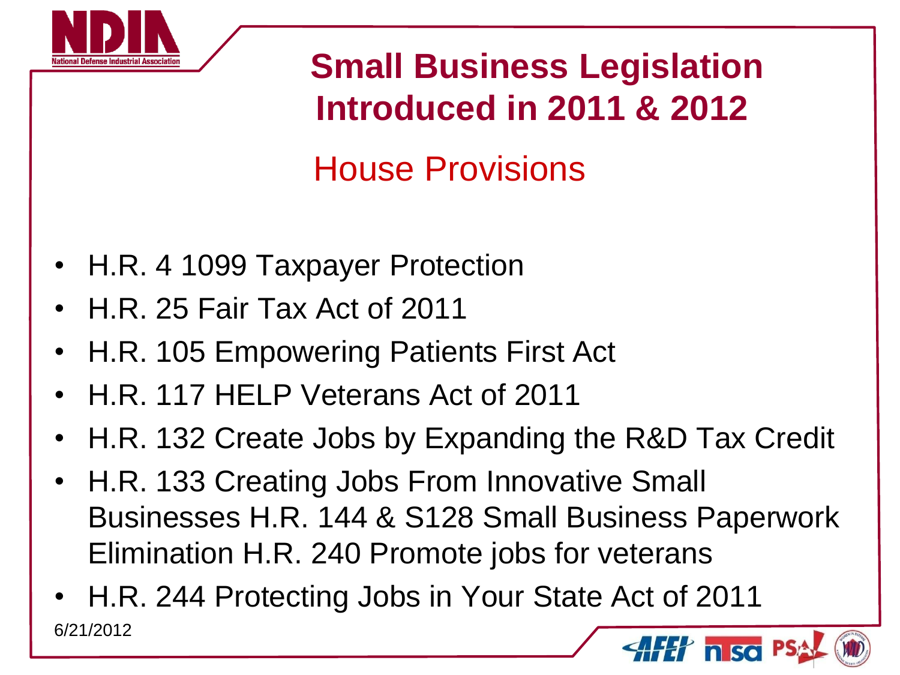# Small Business Legislation Introduced in 2011 & 2012

## House Provisions

- H.R. 4 1099 Taxpayer Protection
- H.R. 25 Fair Tax Act of 2011
- H.R. 105 Empowering Patients First Act
- H.R. 117 HELP Veterans Act of 2011
- H.R. 132 Create Jobs by Expanding the R&D Tax Credit
- H.R. 133 Creating Jobs From Innovative Small Businesses H.R. 144 & S128 Small Business Paperwork Elimination H.R. 240 Promote jobs for veterans
- H.R. 244 Protecting Jobs in Your State Act of 2011

6/21/2012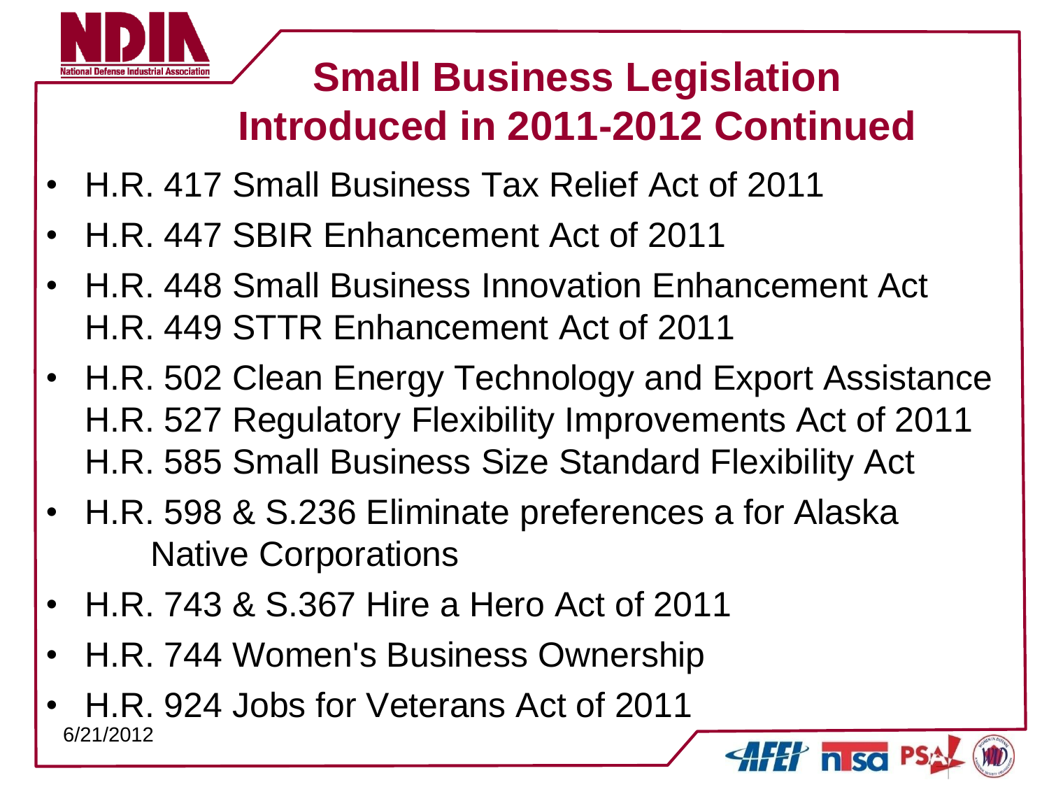# Small Business Legislation Introduced in 2011-2012 Continued

- H.R. 417 Small Business Tax Relief Act of 2011
- H.R. 447 SBIR Enhancement Act of 2011
- H.R. 448 Small Business Innovation Enhancement Act
  H.R. 449 STTR Enhancement Act of 2011
- H.R. 502 Clean Energy Technology and Export Assistance
  H.R. 527 Regulatory Flexibility Improvements Act of 2011
  H.R. 585 Small Business Size Standard Flexibility Act
- H.R. 598 & S.236 Eliminate preferences a for Alaska Native Corporations
- H.R. 743 & S.367 Hire a Hero Act of 2011
- H.R. 744 Women's Business Ownership
- H.R. 924 Jobs for Veterans Act of 2011

6/21/2012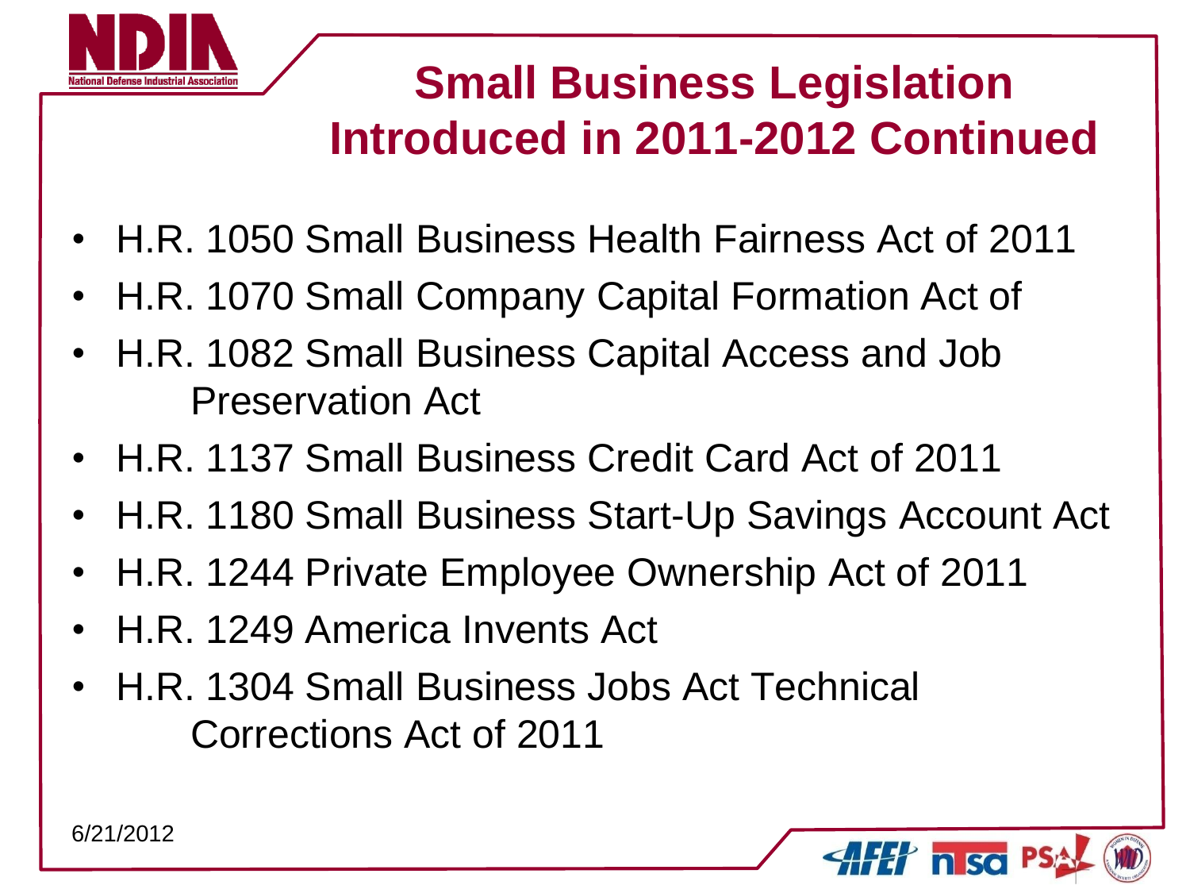# Small Business Legislation Introduced in 2011-2012 Continued

- H.R. 1050 Small Business Health Fairness Act of 2011
- H.R. 1070 Small Company Capital Formation Act of
- H.R. 1082 Small Business Capital Access and Job Preservation Act
- H.R. 1137 Small Business Credit Card Act of 2011
- H.R. 1180 Small Business Start-Up Savings Account Act
- H.R. 1244 Private Employee Ownership Act of 2011
- H.R. 1249 America Invents Act
- H.R. 1304 Small Business Jobs Act Technical Corrections Act of 2011

6/21/2012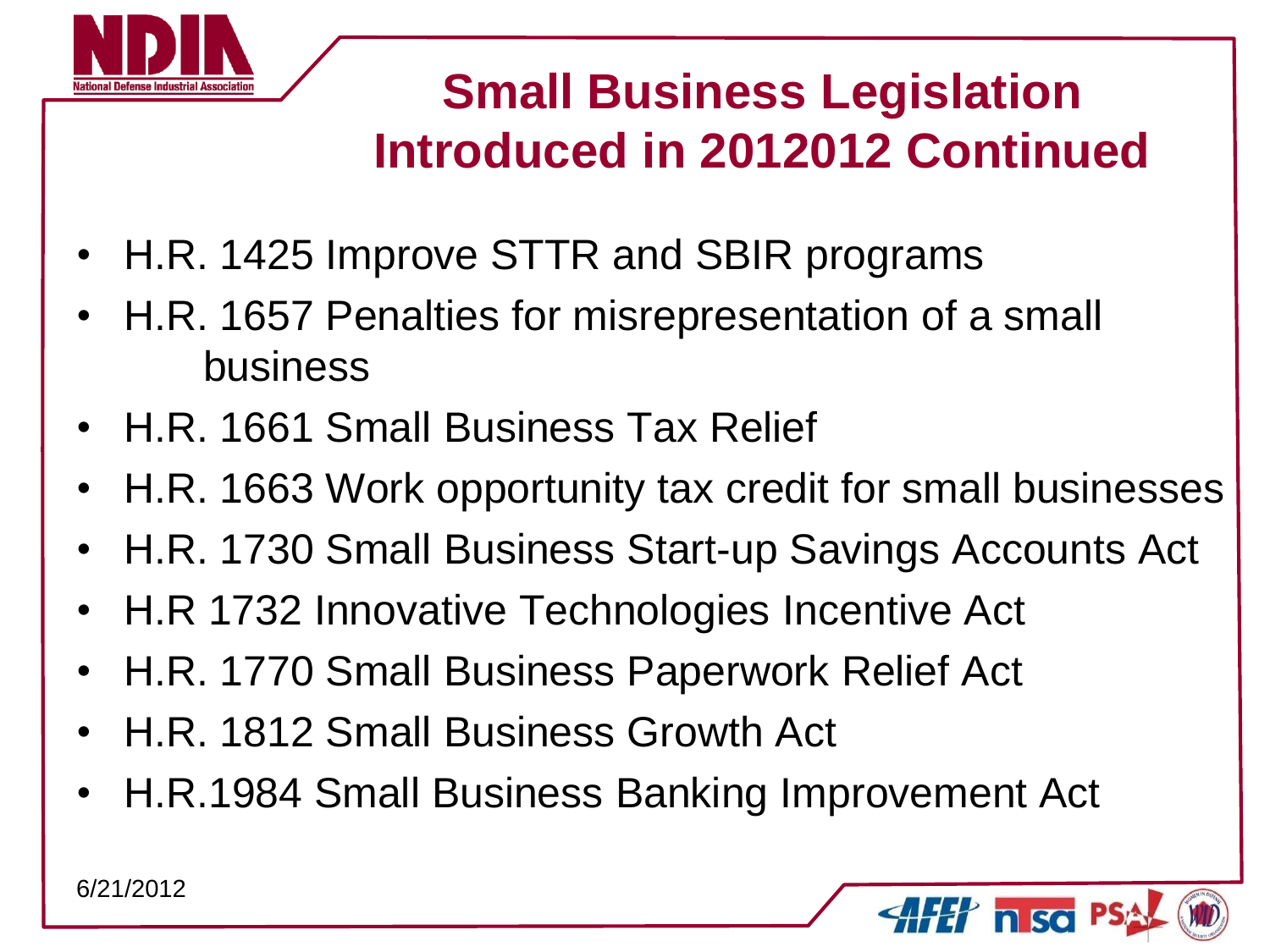# Small Business Legislation Introduced in 2012012 Continued

- H.R. 1425 Improve STTR and SBIR programs
- H.R. 1657 Penalties for misrepresentation of a small business
- H.R. 1661 Small Business Tax Relief
- H.R. 1663 Work opportunity tax credit for small businesses
- H.R. 1730 Small Business Start-up Savings Accounts Act
- H.R 1732 Innovative Technologies Incentive Act
- H.R. 1770 Small Business Paperwork Relief Act
- H.R. 1812 Small Business Growth Act
- H.R.1984 Small Business Banking Improvement Act

6/21/2012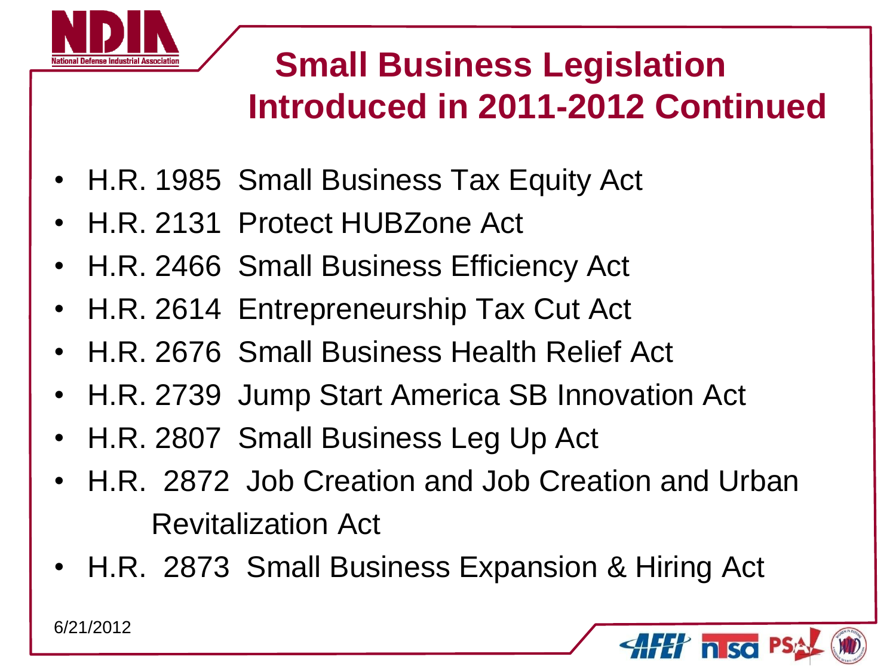# Small Business Legislation Introduced in 2011-2012 Continued

- H.R. 1985 Small Business Tax Equity Act
- H.R. 2131 Protect HUBZone Act
- H.R. 2466 Small Business Efficiency Act
- H.R. 2614 Entrepreneurship Tax Cut Act
- H.R. 2676 Small Business Health Relief Act
- H.R. 2739 Jump Start America SB Innovation Act
- H.R. 2807 Small Business Leg Up Act
- H.R. 2872 Job Creation and Job Creation and Urban Revitalization Act
- H.R. 2873 Small Business Expansion & Hiring Act

6/21/2012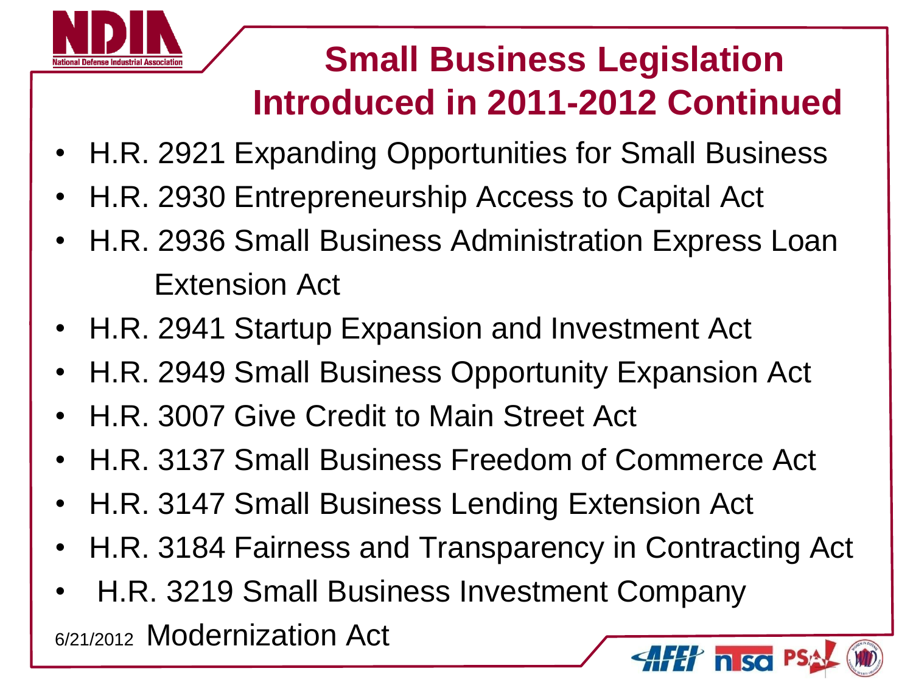# Small Business Legislation Introduced in 2011-2012 Continued

- H.R. 2921 Expanding Opportunities for Small Business
- H.R. 2930 Entrepreneurship Access to Capital Act
- H.R. 2936 Small Business Administration Express Loan Extension Act
- H.R. 2941 Startup Expansion and Investment Act
- H.R. 2949 Small Business Opportunity Expansion Act
- H.R. 3007 Give Credit to Main Street Act
- H.R. 3137 Small Business Freedom of Commerce Act
- H.R. 3147 Small Business Lending Extension Act
- H.R. 3184 Fairness and Transparency in Contracting Act
- H.R. 3219 Small Business Investment Company Modernization Act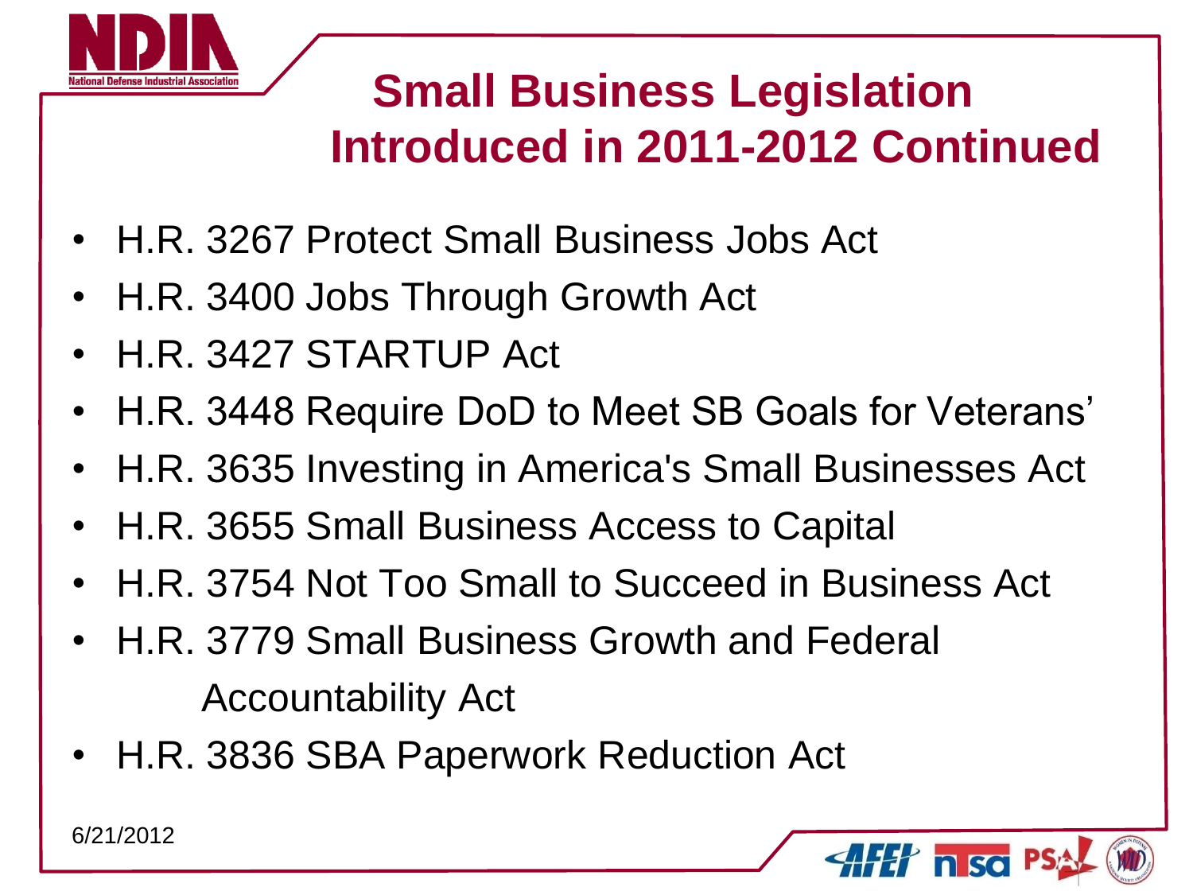# Small Business Legislation Introduced in 2011-2012 Continued

- H.R. 3267 Protect Small Business Jobs Act
- H.R. 3400 Jobs Through Growth Act
- H.R. 3427 STARTUP Act
- H.R. 3448 Require DoD to Meet SB Goals for Veterans'
- H.R. 3635 Investing in America's Small Businesses Act
- H.R. 3655 Small Business Access to Capital
- H.R. 3754 Not Too Small to Succeed in Business Act
- H.R. 3779 Small Business Growth and Federal Accountability Act
- H.R. 3836 SBA Paperwork Reduction Act

6/21/2012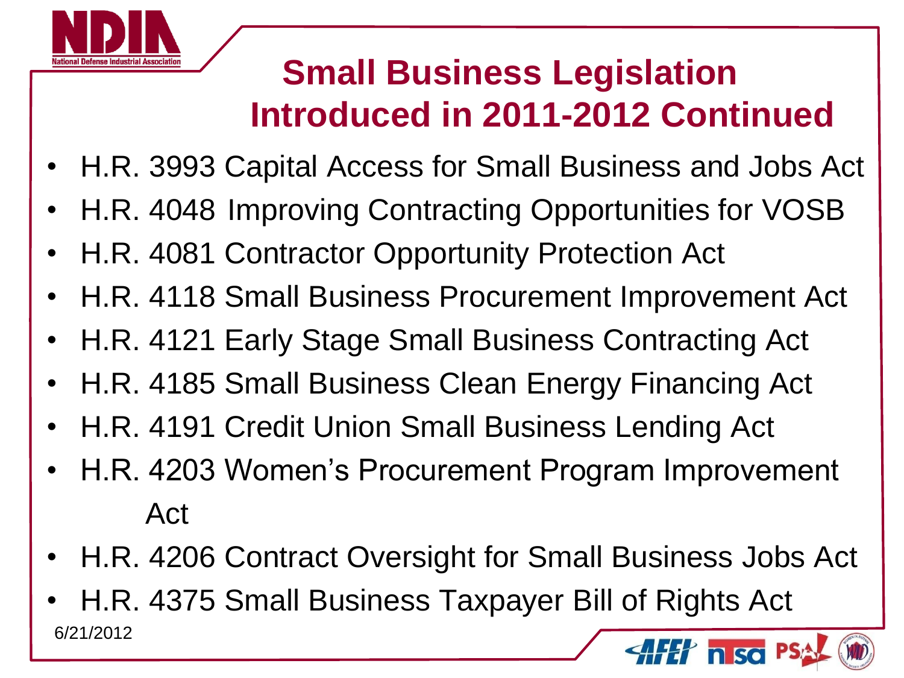# Small Business Legislation Introduced in 2011-2012 Continued

- H.R. 3993 Capital Access for Small Business and Jobs Act
- H.R. 4048 Improving Contracting Opportunities for VOSB
- H.R. 4081 Contractor Opportunity Protection Act
- H.R. 4118 Small Business Procurement Improvement Act
- H.R. 4121 Early Stage Small Business Contracting Act
- H.R. 4185 Small Business Clean Energy Financing Act
- H.R. 4191 Credit Union Small Business Lending Act
- H.R. 4203 Women's Procurement Program Improvement Act
- H.R. 4206 Contract Oversight for Small Business Jobs Act
- H.R. 4375 Small Business Taxpayer Bill of Rights Act

6/21/2012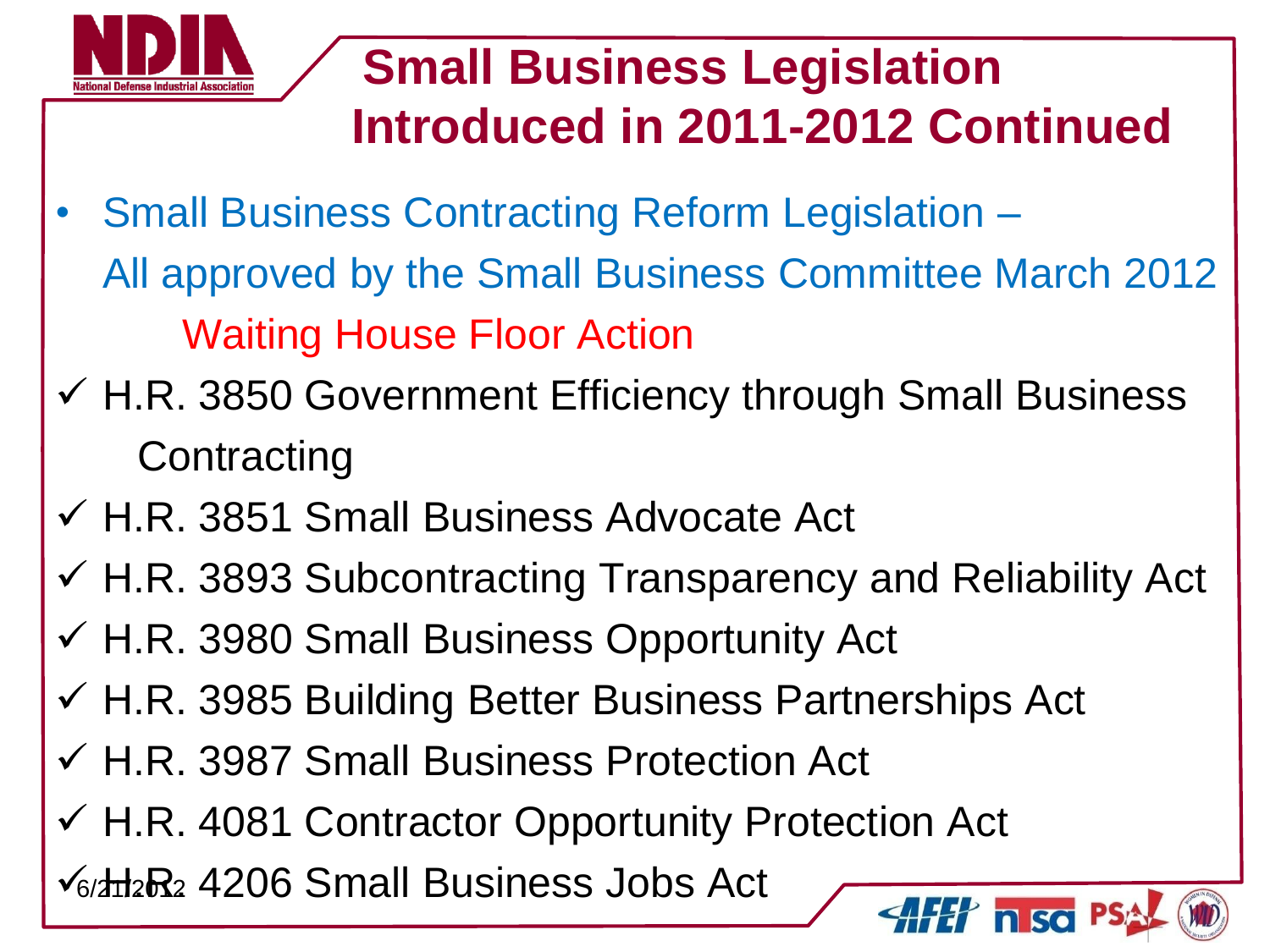# Small Business Legislation Introduced in 2011-2012 Continued

- Small Business Contracting Reform Legislation – All approved by the Small Business Committee March 2012

  Waiting House Floor Action

- ✓ H.R. 3850 Government Efficiency through Small Business Contracting
- ✓ H.R. 3851 Small Business Advocate Act
- ✓ H.R. 3893 Subcontracting Transparency and Reliability Act
- ✓ H.R. 3980 Small Business Opportunity Act
- ✓ H.R. 3985 Building Better Business Partnerships Act
- ✓ H.R. 3987 Small Business Protection Act
- ✓ H.R. 4081 Contractor Opportunity Protection Act
- ✓ H.R. 4206 Small Business Jobs Act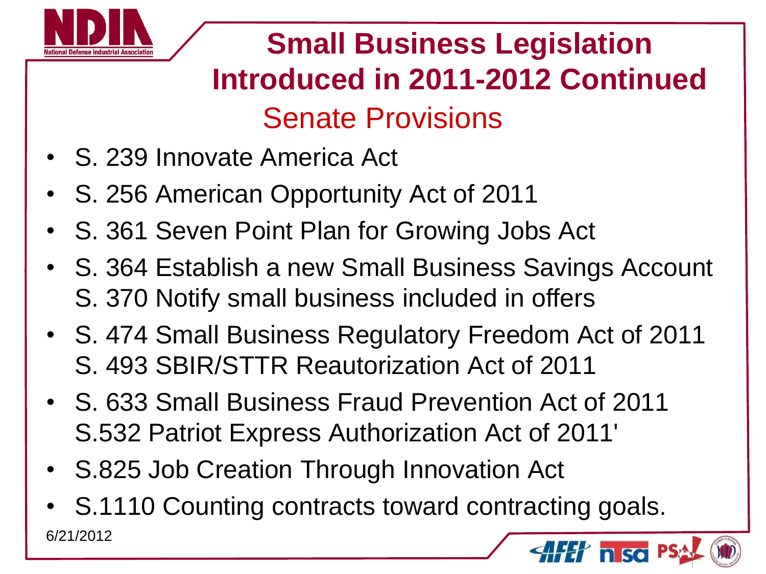# Small Business Legislation Introduced in 2011-2012 Continued

## Senate Provisions

- S. 239 Innovate America Act
- S. 256 American Opportunity Act of 2011
- S. 361 Seven Point Plan for Growing Jobs Act
- S. 364 Establish a new Small Business Savings Account
  S. 370 Notify small business included in offers
- S. 474 Small Business Regulatory Freedom Act of 2011
  S. 493 SBIR/STTR Reautorization Act of 2011
- S. 633 Small Business Fraud Prevention Act of 2011
  S.532 Patriot Express Authorization Act of 2011'
- S.825 Job Creation Through Innovation Act
- S.1110 Counting contracts toward contracting goals.

6/21/2012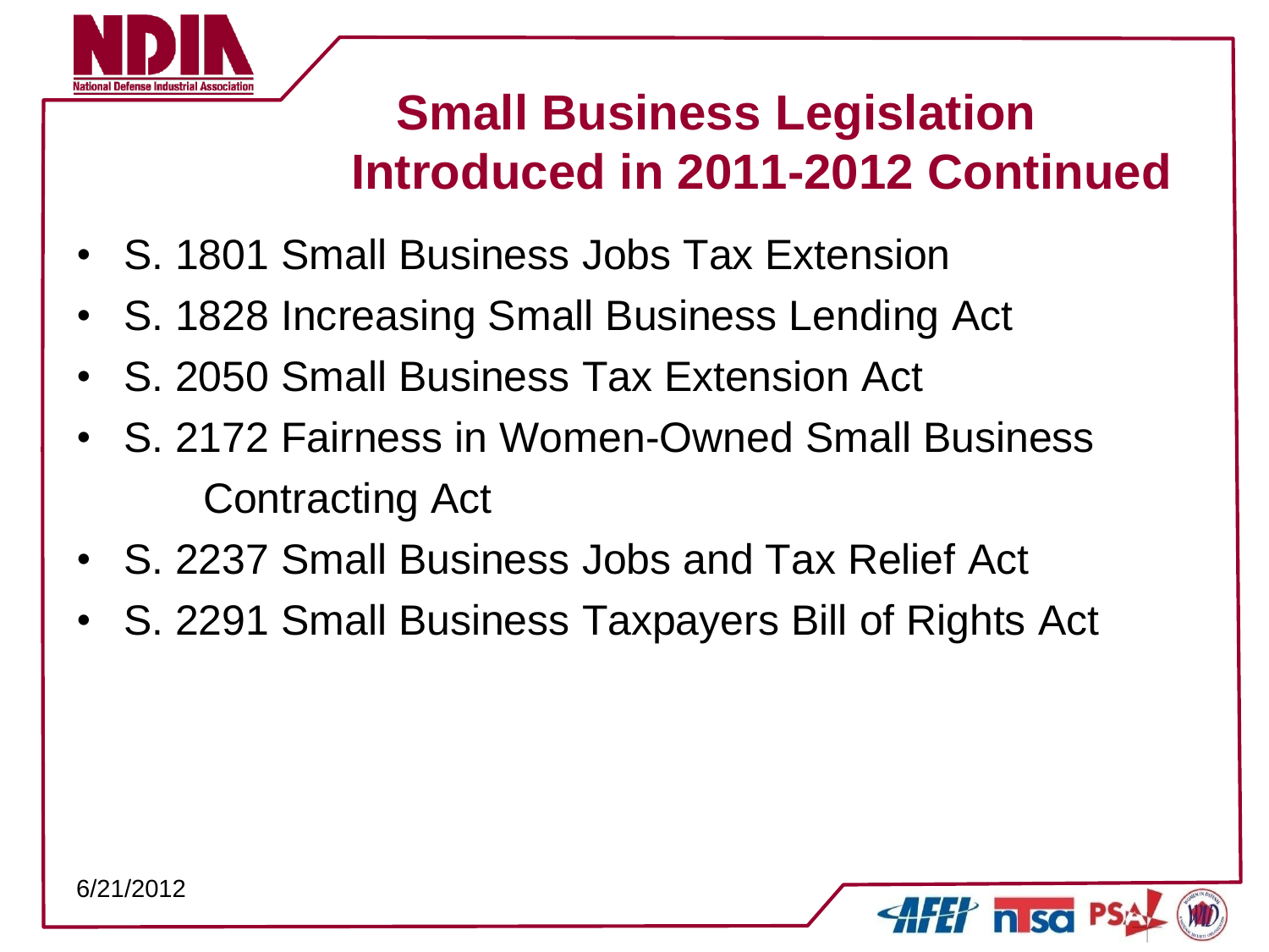# Small Business Legislation Introduced in 2011-2012 Continued

- S. 1801 Small Business Jobs Tax Extension
- S. 1828 Increasing Small Business Lending Act
- S. 2050 Small Business Tax Extension Act
- S. 2172 Fairness in Women-Owned Small Business Contracting Act
- S. 2237 Small Business Jobs and Tax Relief Act
- S. 2291 Small Business Taxpayers Bill of Rights Act

6/21/2012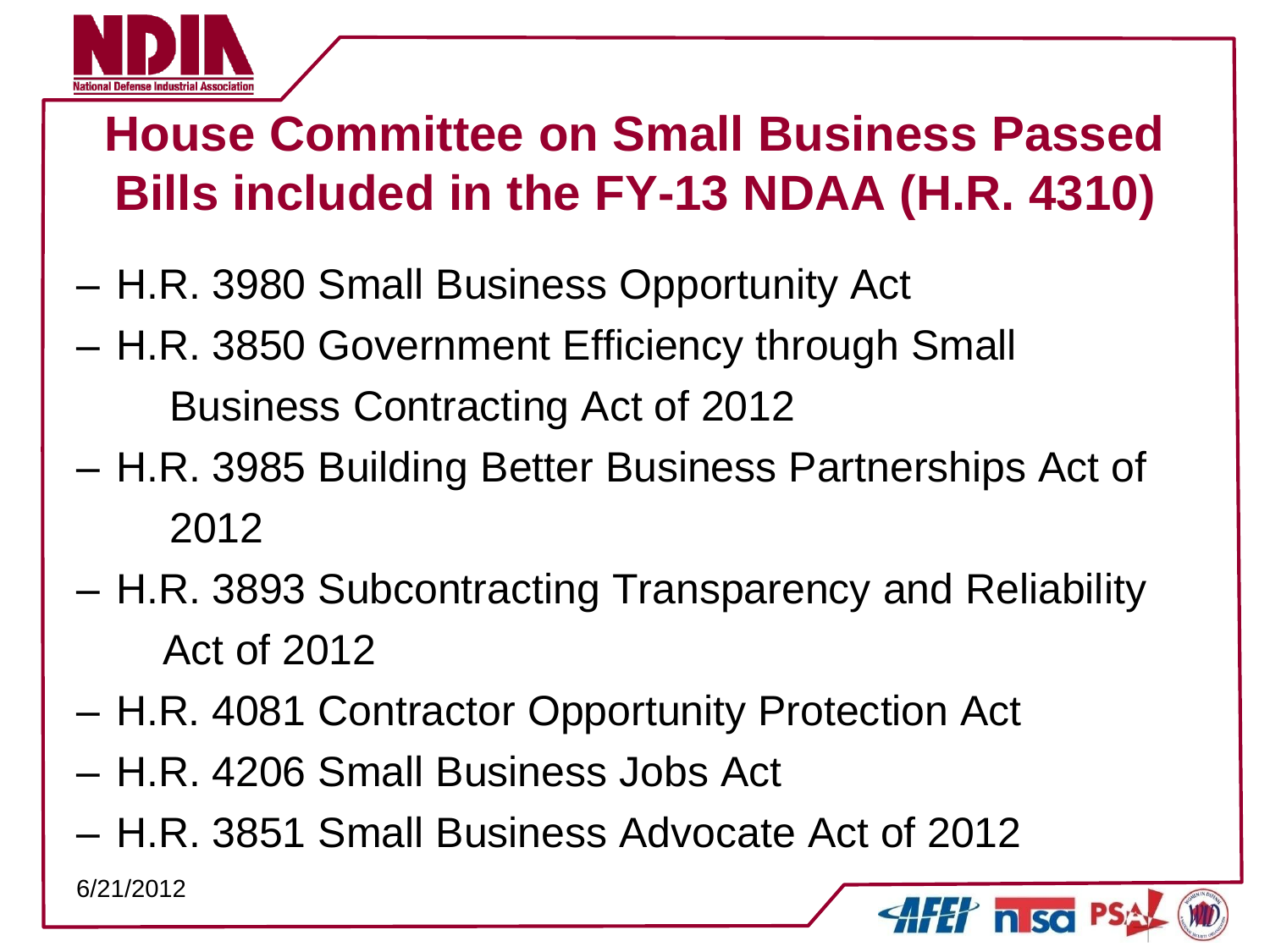# House Committee on Small Business Passed Bills included in the FY-13 NDAA (H.R. 4310)

- H.R. 3980 Small Business Opportunity Act
- H.R. 3850 Government Efficiency through Small Business Contracting Act of 2012
- H.R. 3985 Building Better Business Partnerships Act of 2012
- H.R. 3893 Subcontracting Transparency and Reliability Act of 2012
- H.R. 4081 Contractor Opportunity Protection Act
- H.R. 4206 Small Business Jobs Act
- H.R. 3851 Small Business Advocate Act of 2012

6/21/2012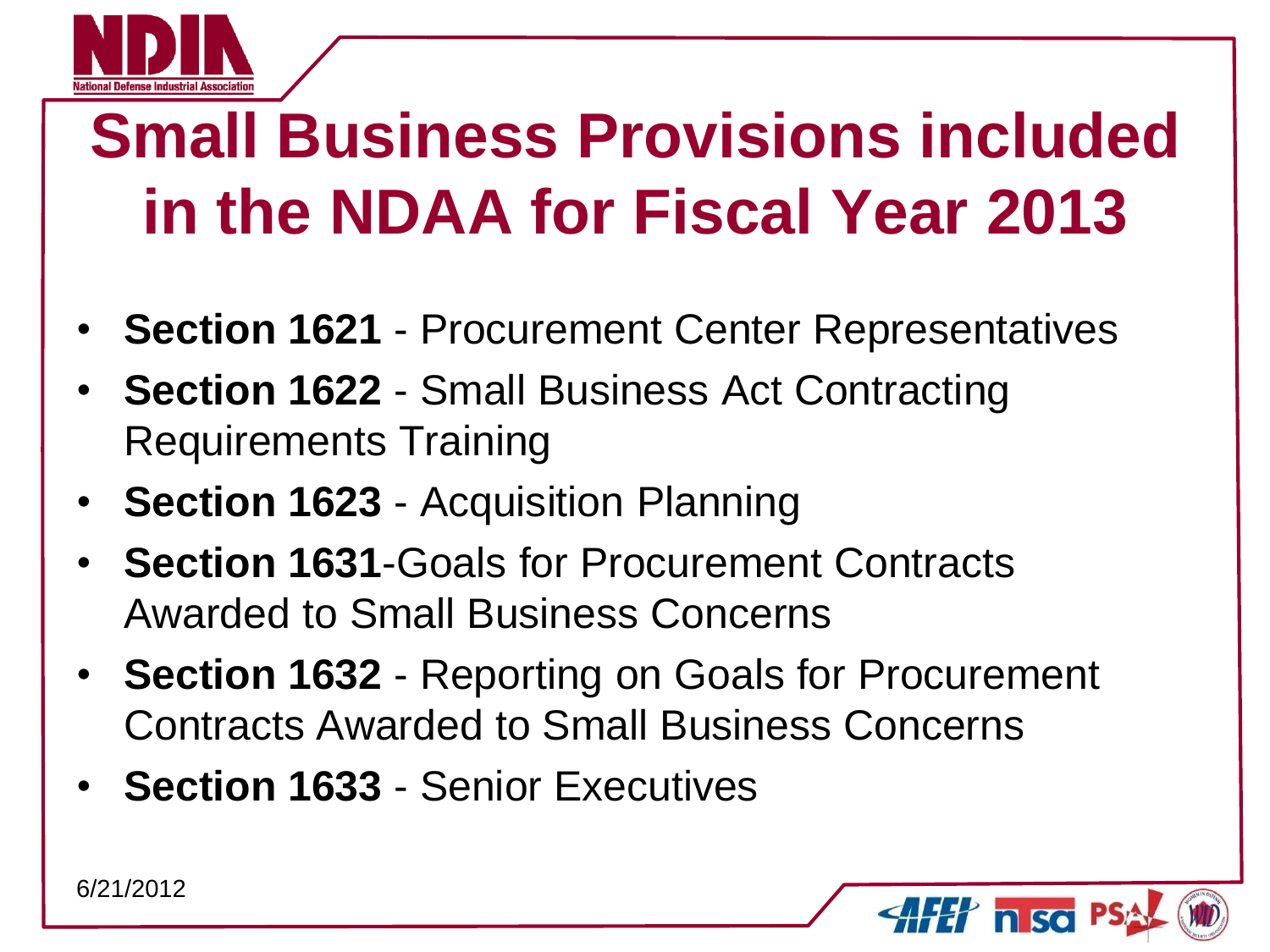# Small Business Provisions included in the NDAA for Fiscal Year 2013

- **Section 1621** - Procurement Center Representatives
- **Section 1622** - Small Business Act Contracting Requirements Training
- **Section 1623** - Acquisition Planning
- **Section 1631**-Goals for Procurement Contracts Awarded to Small Business Concerns
- **Section 1632** - Reporting on Goals for Procurement Contracts Awarded to Small Business Concerns
- **Section 1633** - Senior Executives

6/21/2012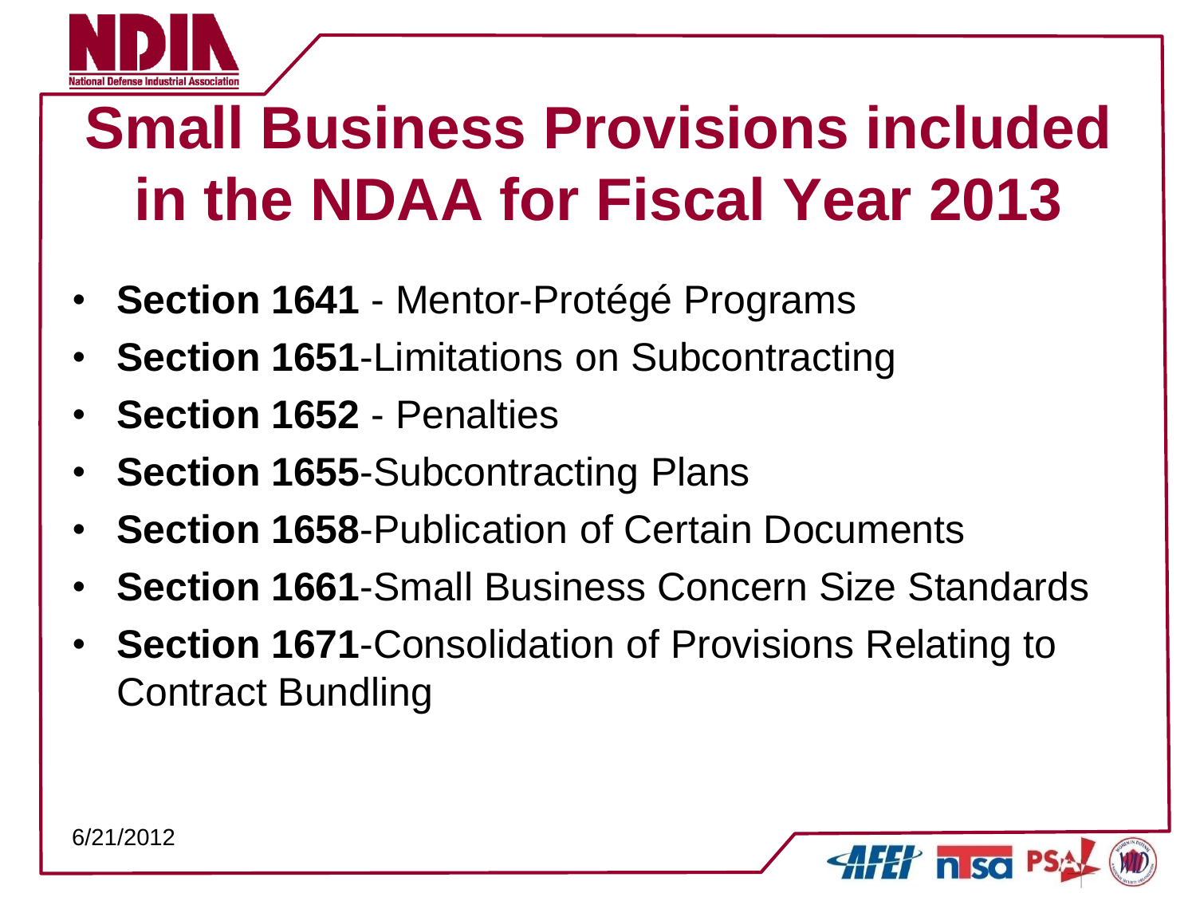# Small Business Provisions included in the NDAA for Fiscal Year 2013

- **Section 1641** - Mentor-Protégé Programs
- **Section 1651**-Limitations on Subcontracting
- **Section 1652** - Penalties
- **Section 1655**-Subcontracting Plans
- **Section 1658**-Publication of Certain Documents
- **Section 1661**-Small Business Concern Size Standards
- **Section 1671**-Consolidation of Provisions Relating to Contract Bundling

6/21/2012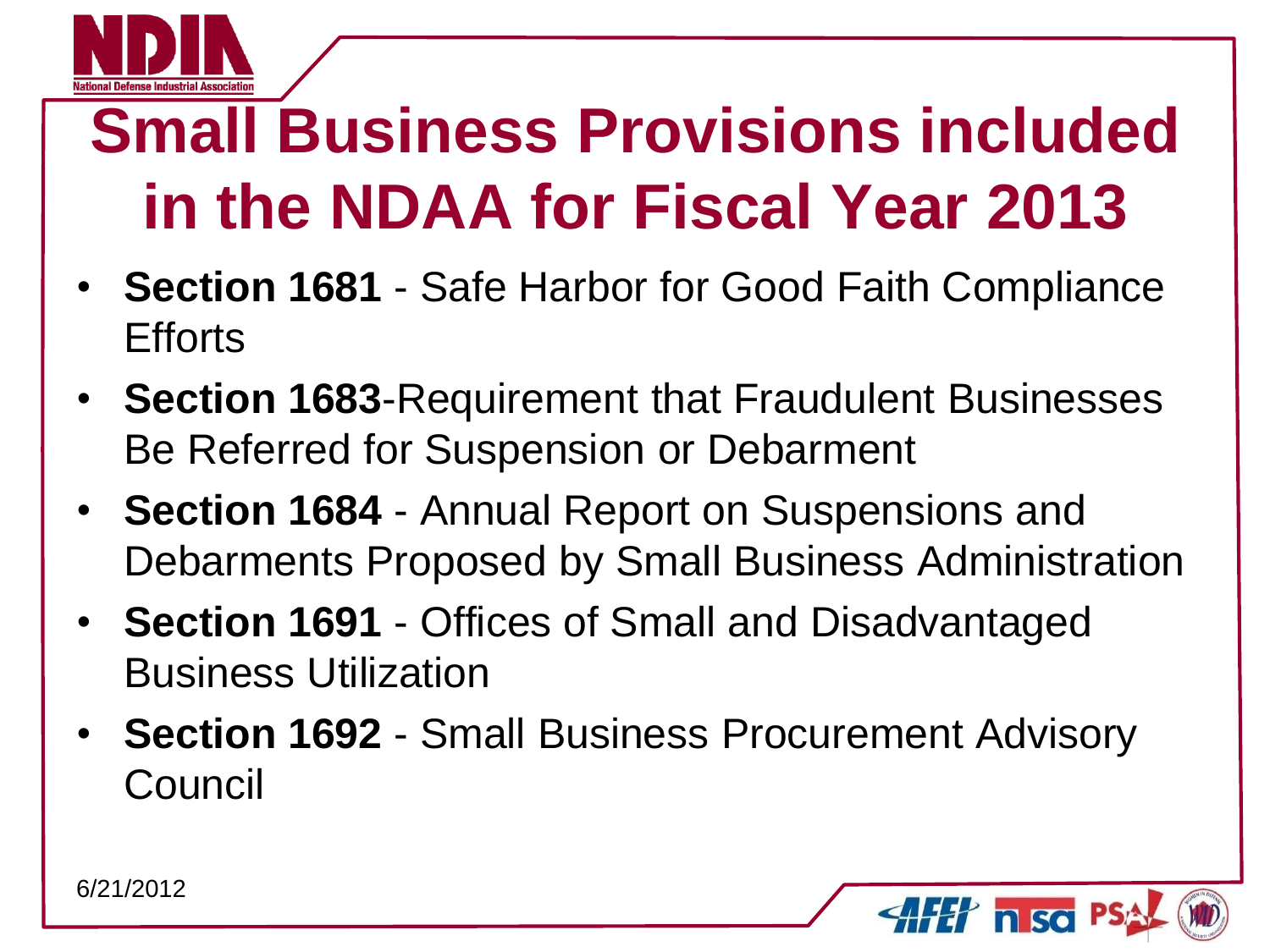# Small Business Provisions included in the NDAA for Fiscal Year 2013

- **Section 1681** - Safe Harbor for Good Faith Compliance Efforts
- **Section 1683**-Requirement that Fraudulent Businesses Be Referred for Suspension or Debarment
- **Section 1684** - Annual Report on Suspensions and Debarments Proposed by Small Business Administration
- **Section 1691** - Offices of Small and Disadvantaged Business Utilization
- **Section 1692** - Small Business Procurement Advisory Council

6/21/2012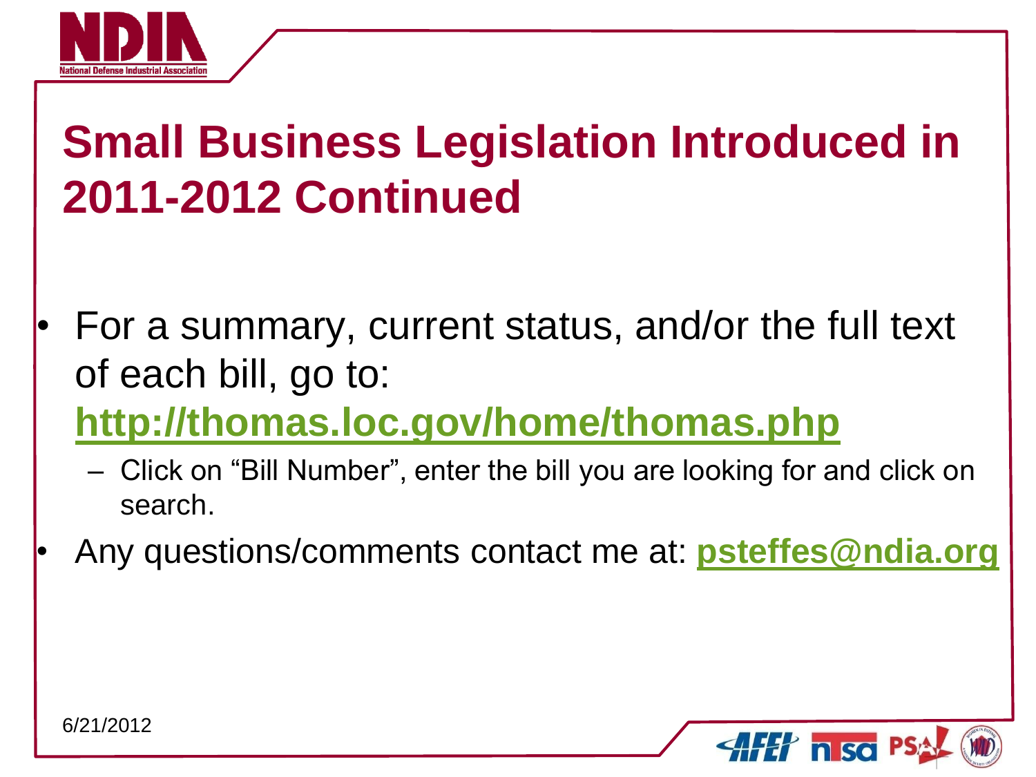# Small Business Legislation Introduced in 2011-2012 Continued

- For a summary, current status, and/or the full text of each bill, go to: **http://thomas.loc.gov/home/thomas.php**
  - Click on "Bill Number", enter the bill you are looking for and click on search.
- Any questions/comments contact me at: **psteffes@ndia.org**

6/21/2012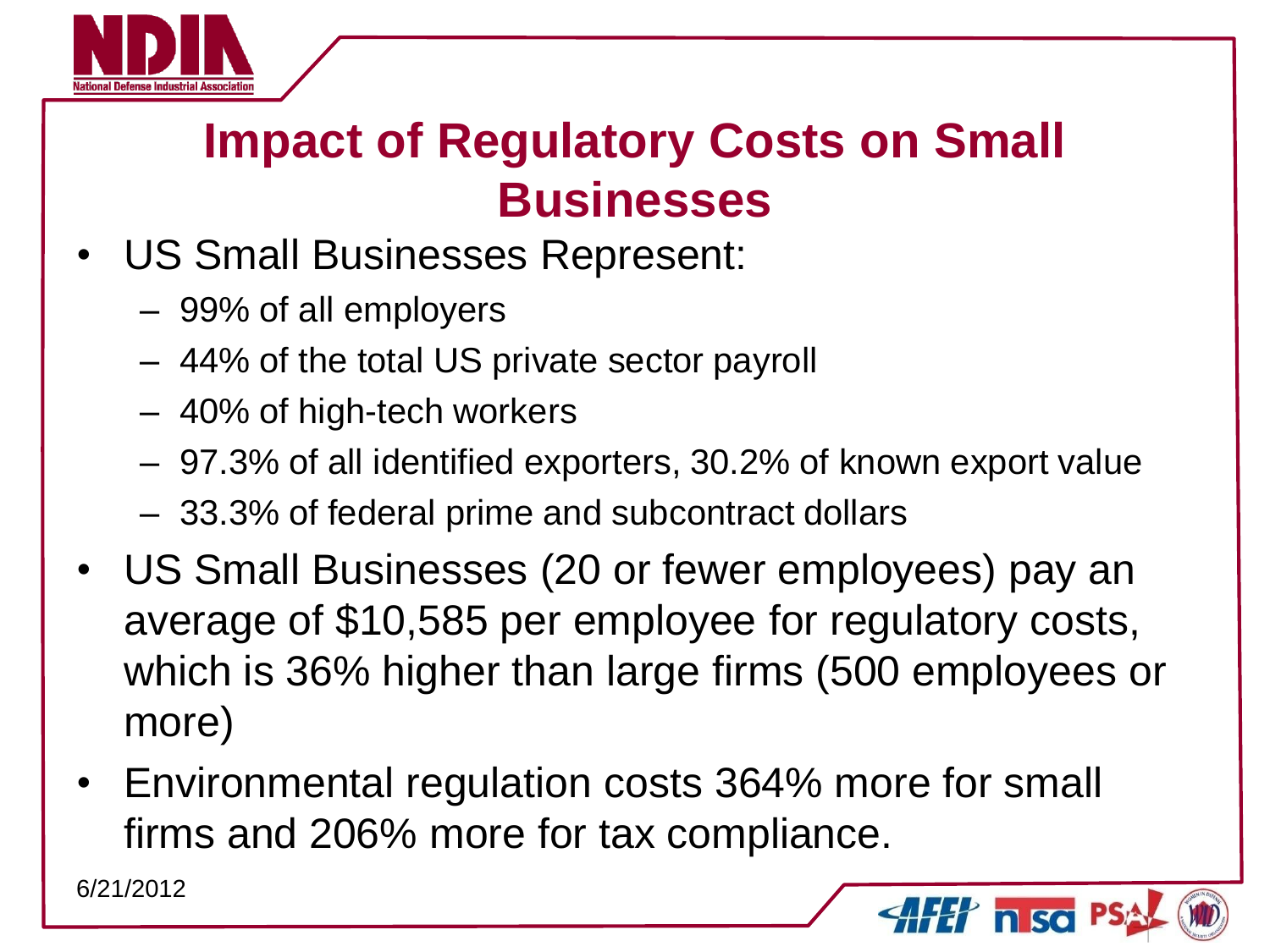# Impact of Regulatory Costs on Small Businesses

- US Small Businesses Represent:
  - 99% of all employers
  - 44% of the total US private sector payroll
  - 40% of high-tech workers
  - 97.3% of all identified exporters, 30.2% of known export value
  - 33.3% of federal prime and subcontract dollars
- US Small Businesses (20 or fewer employees) pay an average of $10,585 per employee for regulatory costs, which is 36% higher than large firms (500 employees or more)
- Environmental regulation costs 364% more for small firms and 206% more for tax compliance.

6/21/2012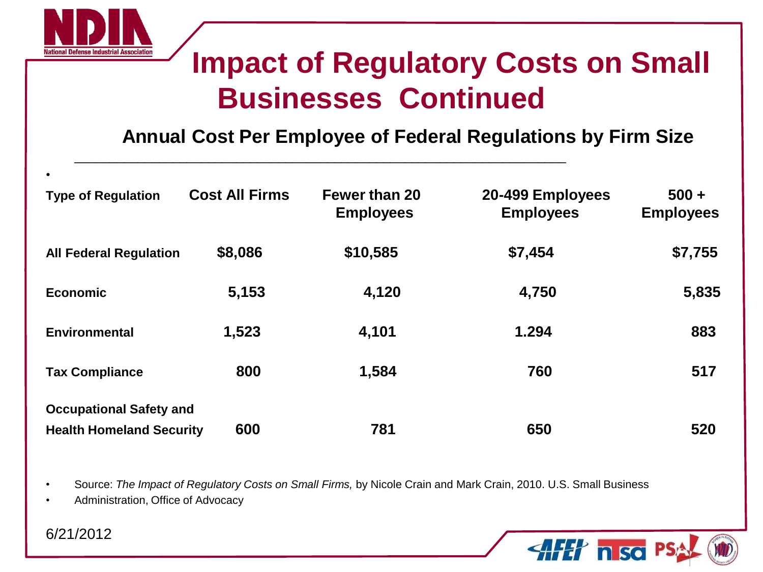# Impact of Regulatory Costs on Small Businesses Continued

## Annual Cost Per Employee of Federal Regulations by Firm Size

| Type of Regulation | Cost All Firms | Fewer than 20 Employees | 20-499 Employees Employees | 500 + Employees |
|---|---|---|---|---|
| All Federal Regulation | $8,086 | $10,585 | $7,454 | $7,755 |
| Economic | 5,153 | 4,120 | 4,750 | 5,835 |
| Environmental | 1,523 | 4,101 | 1.294 | 883 |
| Tax Compliance | 800 | 1,584 | 760 | 517 |
| Occupational Safety and Health Homeland Security | 600 | 781 | 650 | 520 |

- Source: *The Impact of Regulatory Costs on Small Firms,* by Nicole Crain and Mark Crain, 2010. U.S. Small Business
- Administration, Office of Advocacy

6/21/2012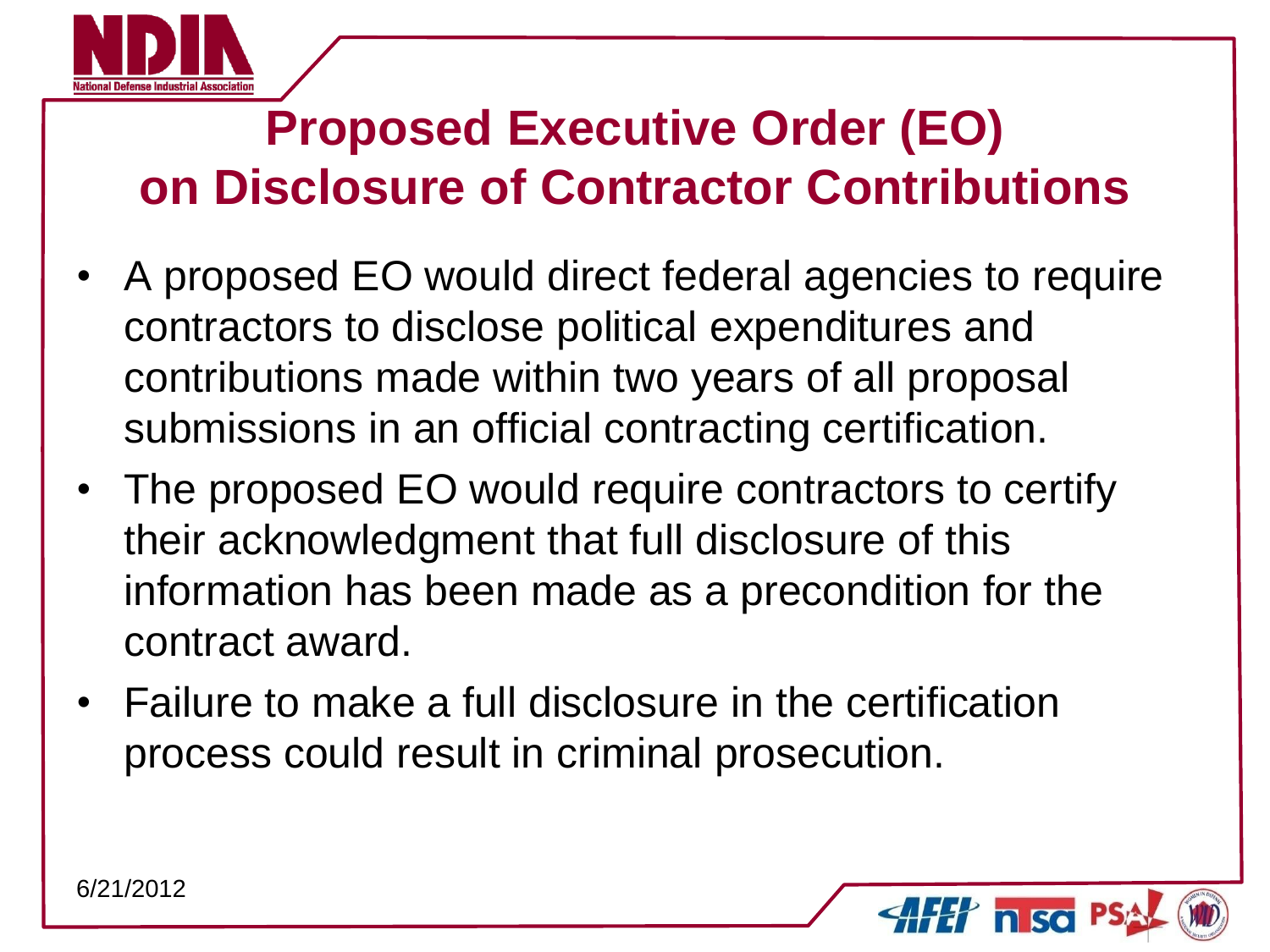# Proposed Executive Order (EO) on Disclosure of Contractor Contributions

- A proposed EO would direct federal agencies to require contractors to disclose political expenditures and contributions made within two years of all proposal submissions in an official contracting certification.
- The proposed EO would require contractors to certify their acknowledgment that full disclosure of this information has been made as a precondition for the contract award.
- Failure to make a full disclosure in the certification process could result in criminal prosecution.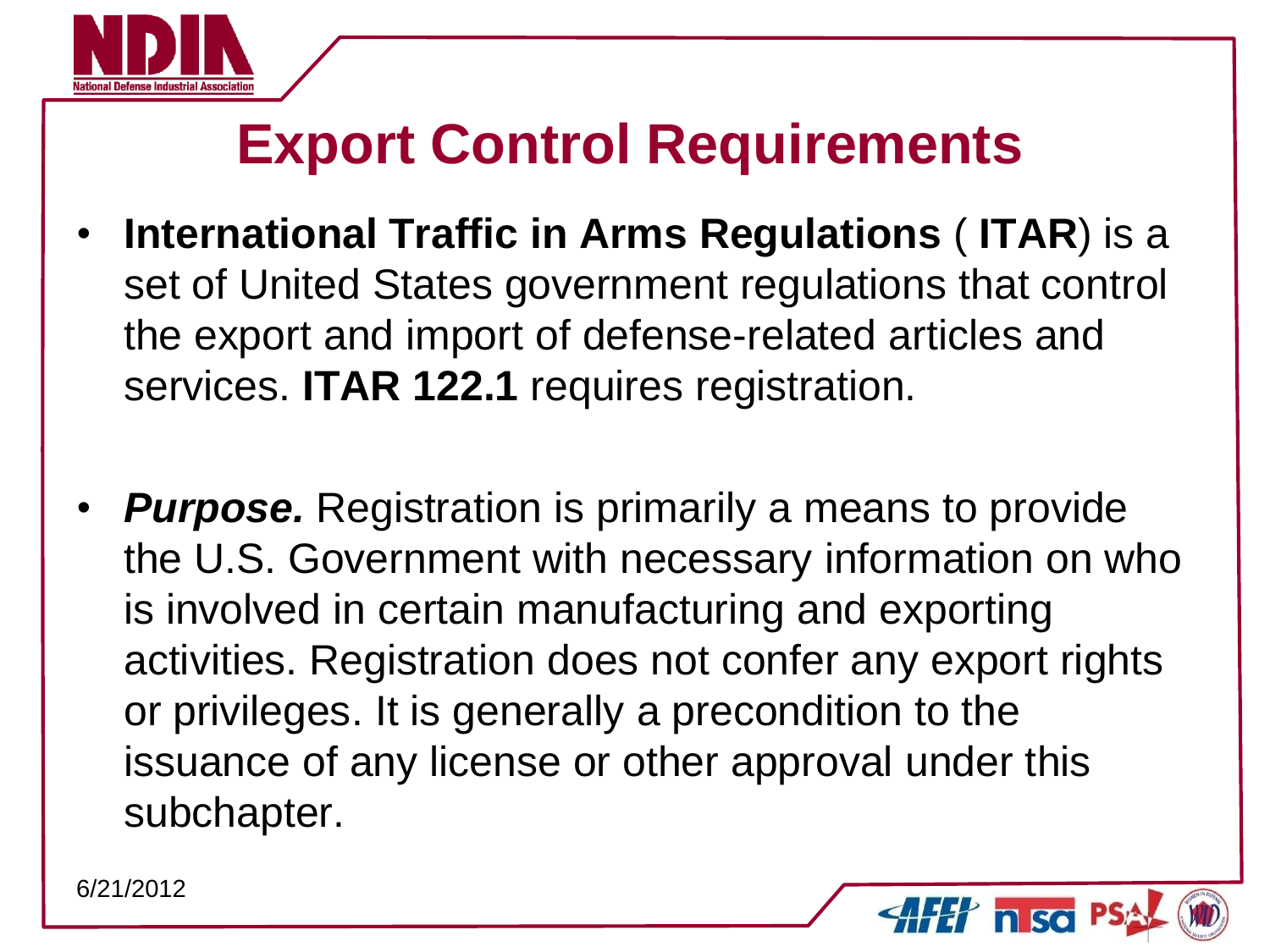# Export Control Requirements

- **International Traffic in Arms Regulations** ( **ITAR**) is a set of United States government regulations that control the export and import of defense-related articles and services. **ITAR 122.1** requires registration.

- ***Purpose.*** Registration is primarily a means to provide the U.S. Government with necessary information on who is involved in certain manufacturing and exporting activities. Registration does not confer any export rights or privileges. It is generally a precondition to the issuance of any license or other approval under this subchapter.

6/21/2012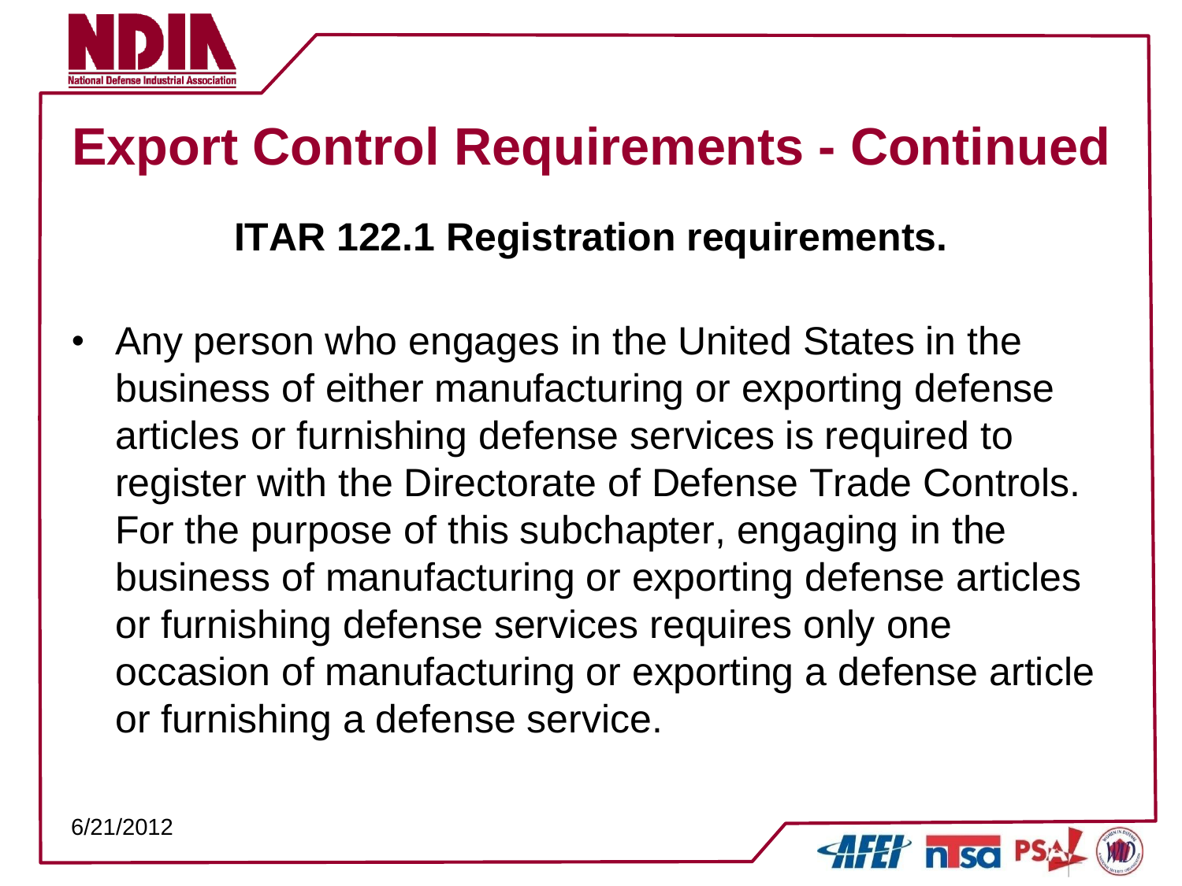# Export Control Requirements - Continued

## ITAR 122.1 Registration requirements.

- Any person who engages in the United States in the business of either manufacturing or exporting defense articles or furnishing defense services is required to register with the Directorate of Defense Trade Controls. For the purpose of this subchapter, engaging in the business of manufacturing or exporting defense articles or furnishing defense services requires only one occasion of manufacturing or exporting a defense article or furnishing a defense service.

6/21/2012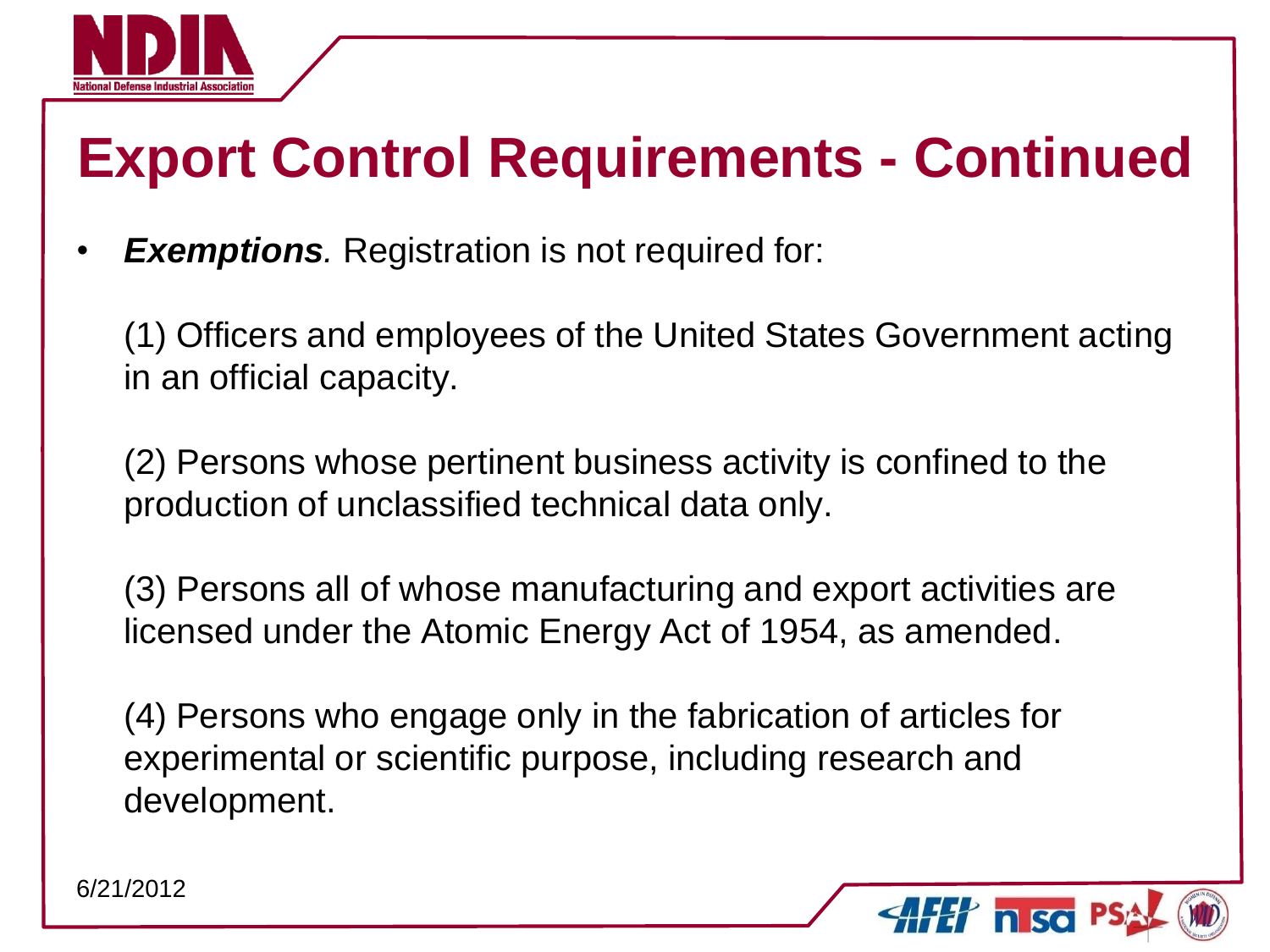# Export Control Requirements - Continued

- ***Exemptions.*** Registration is not required for:

  (1) Officers and employees of the United States Government acting in an official capacity.

  (2) Persons whose pertinent business activity is confined to the production of unclassified technical data only.

  (3) Persons all of whose manufacturing and export activities are licensed under the Atomic Energy Act of 1954, as amended.

  (4) Persons who engage only in the fabrication of articles for experimental or scientific purpose, including research and development.

6/21/2012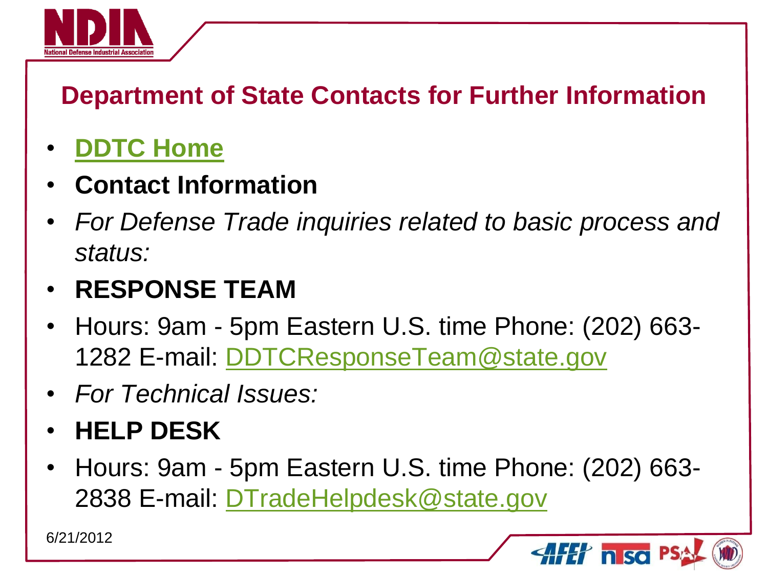## Department of State Contacts for Further Information

- **DDTC Home**
- **Contact Information**
- *For Defense Trade inquiries related to basic process and status:*
- **RESPONSE TEAM**
- Hours: 9am - 5pm Eastern U.S. time Phone: (202) 663-1282 E-mail: DDTCResponseTeam@state.gov
- *For Technical Issues:*
- **HELP DESK**
- Hours: 9am - 5pm Eastern U.S. time Phone: (202) 663-2838 E-mail: DTradeHelpdesk@state.gov

6/21/2012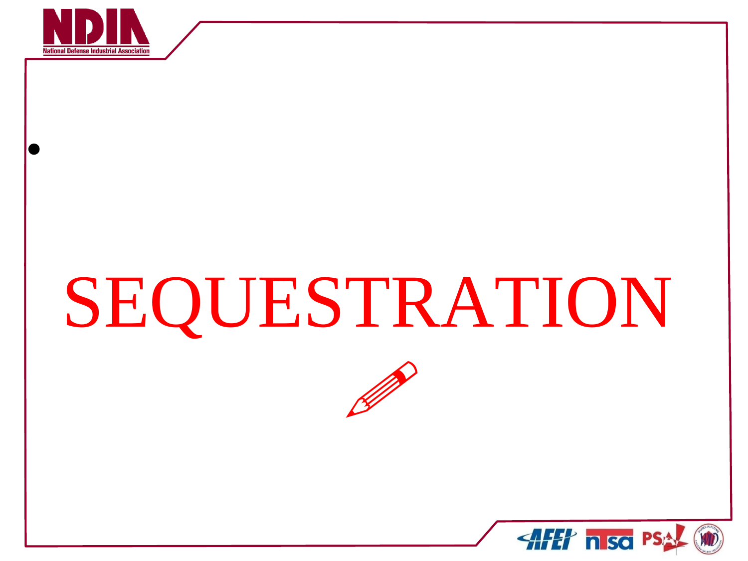# SEQUESTRATION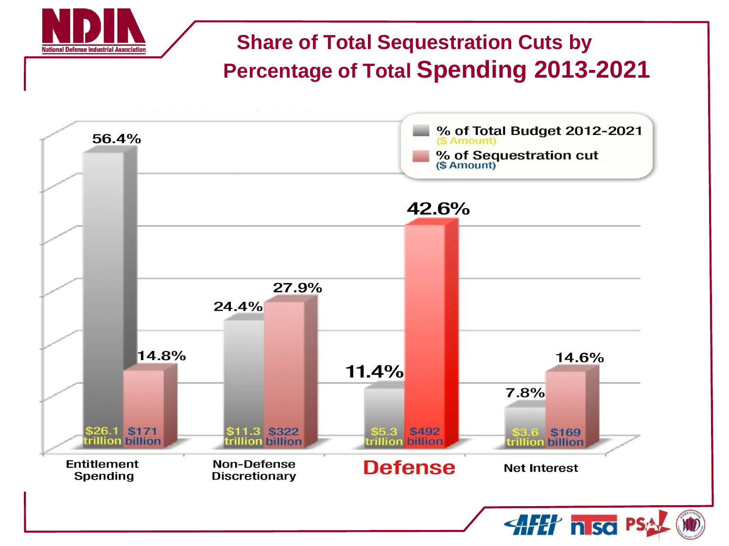# Share of Total Sequestration Cuts by Percentage of Total Spending 2013-2021

| Category | % of Total Budget 2012-2021 ($ Amount) | % of Sequestration cut ($ Amount) |
|---|---|---|
| Entitlement Spending | 56.4% ($26.1 trillion) | 14.8% ($171 billion) |
| Non-Defense Discretionary | 24.4% ($11.3 trillion) | 27.9% ($322 billion) |
| Defense | 11.4% ($5.3 trillion) | 42.6% ($492 billion) |
| Net Interest | 7.8% ($3.6 trillion) | 14.6% ($169 billion) |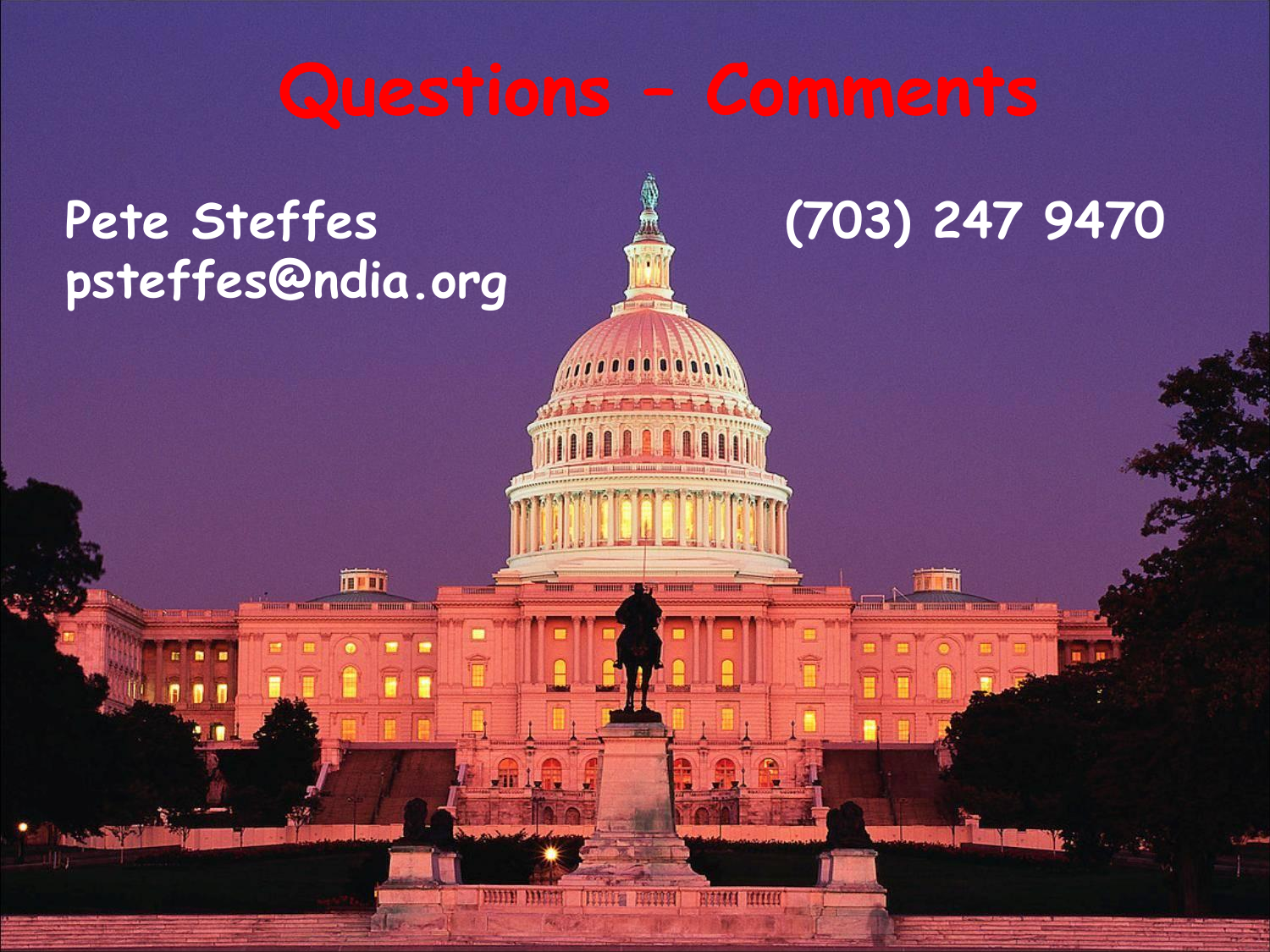# Questions – Comments

Pete Steffes
psteffes@ndia.org

(703) 247 9470